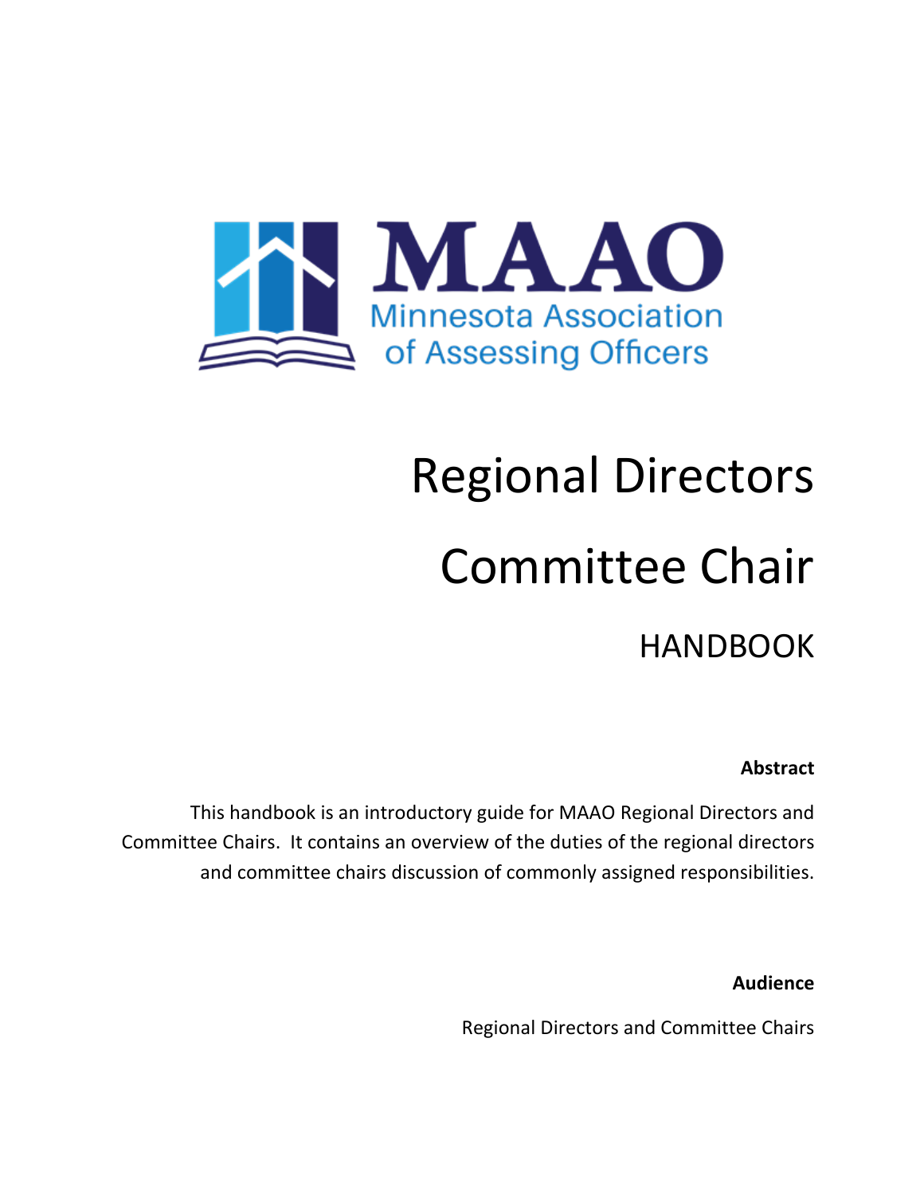MAAO

Minnesota Association of Assessing Officers

# Regional Directors

# Committee Chair

## HANDBOOK

**Abstract**

This handbook is an introductory guide for MAAO Regional Directors and Committee Chairs. It contains an overview of the duties of the regional directors and committee chairs discussion of commonly assigned responsibilities.

**Audience**

Regional Directors and Committee Chairs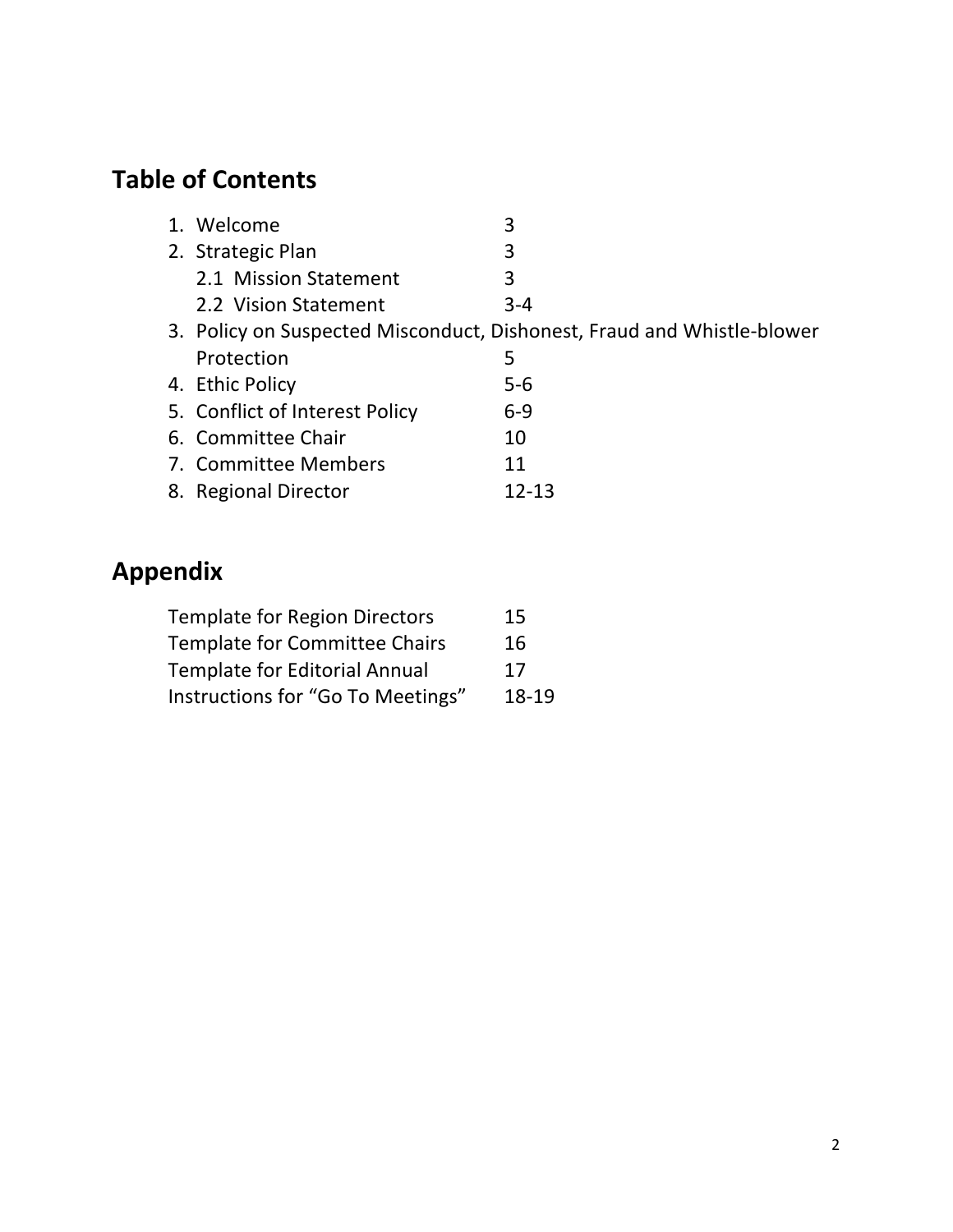## Table of Contents

| | |
|---|---|
| 1. Welcome | 3 |
| 2. Strategic Plan | 3 |
| 2.1 Mission Statement | 3 |
| 2.2 Vision Statement | 3-4 |
| 3. Policy on Suspected Misconduct, Dishonest, Fraud and Whistle-blower Protection | 5 |
| 4. Ethic Policy | 5-6 |
| 5. Conflict of Interest Policy | 6-9 |
| 6. Committee Chair | 10 |
| 7. Committee Members | 11 |
| 8. Regional Director | 12-13 |

## Appendix

| | |
|---|---|
| Template for Region Directors | 15 |
| Template for Committee Chairs | 16 |
| Template for Editorial Annual | 17 |
| Instructions for "Go To Meetings" | 18-19 |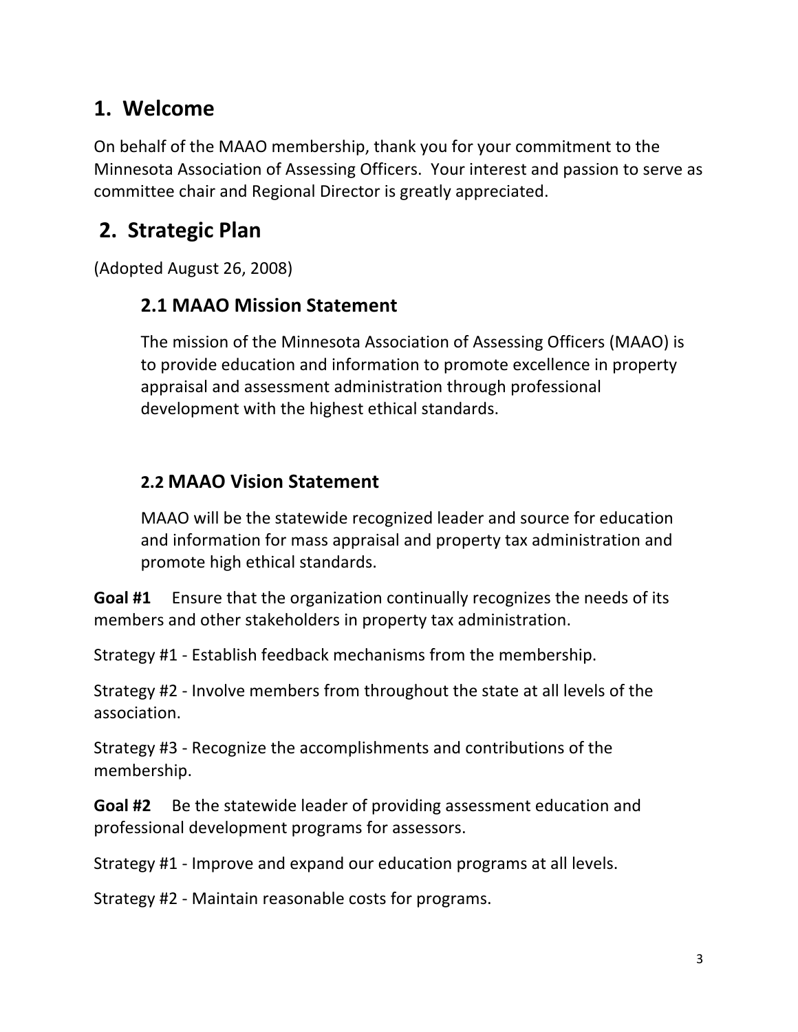# 1. Welcome

On behalf of the MAAO membership, thank you for your commitment to the Minnesota Association of Assessing Officers. Your interest and passion to serve as committee chair and Regional Director is greatly appreciated.

# 2. Strategic Plan

(Adopted August 26, 2008)

## 2.1 MAAO Mission Statement

The mission of the Minnesota Association of Assessing Officers (MAAO) is to provide education and information to promote excellence in property appraisal and assessment administration through professional development with the highest ethical standards.

## 2.2 MAAO Vision Statement

MAAO will be the statewide recognized leader and source for education and information for mass appraisal and property tax administration and promote high ethical standards.

**Goal #1** Ensure that the organization continually recognizes the needs of its members and other stakeholders in property tax administration.

Strategy #1 - Establish feedback mechanisms from the membership.

Strategy #2 - Involve members from throughout the state at all levels of the association.

Strategy #3 - Recognize the accomplishments and contributions of the membership.

**Goal #2** Be the statewide leader of providing assessment education and professional development programs for assessors.

Strategy #1 - Improve and expand our education programs at all levels.

Strategy #2 - Maintain reasonable costs for programs.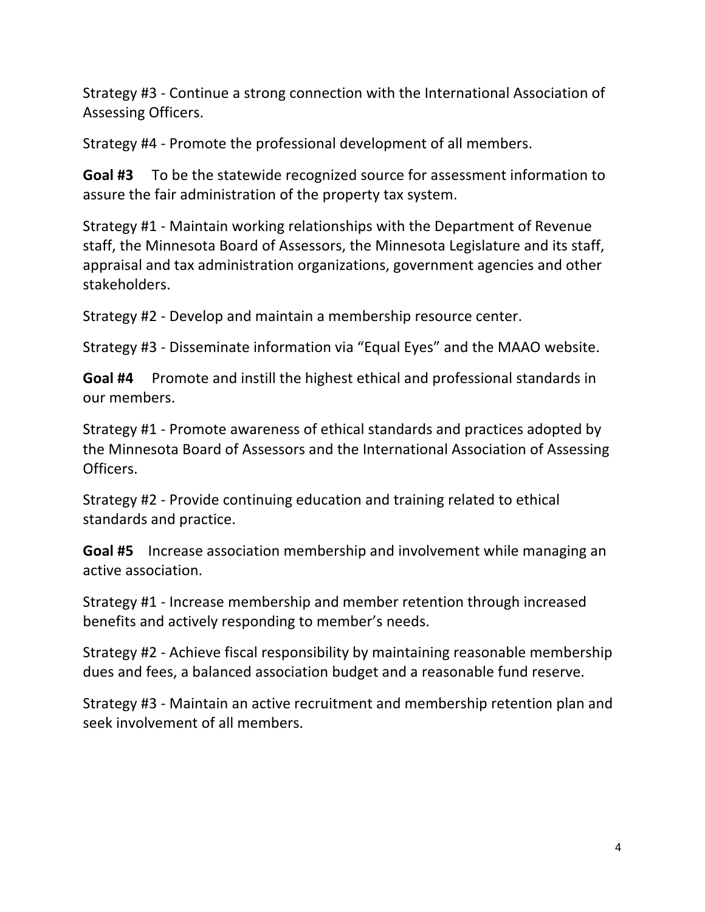Strategy #3 - Continue a strong connection with the International Association of Assessing Officers.

Strategy #4 - Promote the professional development of all members.

**Goal #3** To be the statewide recognized source for assessment information to assure the fair administration of the property tax system.

Strategy #1 - Maintain working relationships with the Department of Revenue staff, the Minnesota Board of Assessors, the Minnesota Legislature and its staff, appraisal and tax administration organizations, government agencies and other stakeholders.

Strategy #2 - Develop and maintain a membership resource center.

Strategy #3 - Disseminate information via "Equal Eyes" and the MAAO website.

**Goal #4** Promote and instill the highest ethical and professional standards in our members.

Strategy #1 - Promote awareness of ethical standards and practices adopted by the Minnesota Board of Assessors and the International Association of Assessing Officers.

Strategy #2 - Provide continuing education and training related to ethical standards and practice.

**Goal #5** Increase association membership and involvement while managing an active association.

Strategy #1 - Increase membership and member retention through increased benefits and actively responding to member's needs.

Strategy #2 - Achieve fiscal responsibility by maintaining reasonable membership dues and fees, a balanced association budget and a reasonable fund reserve.

Strategy #3 - Maintain an active recruitment and membership retention plan and seek involvement of all members.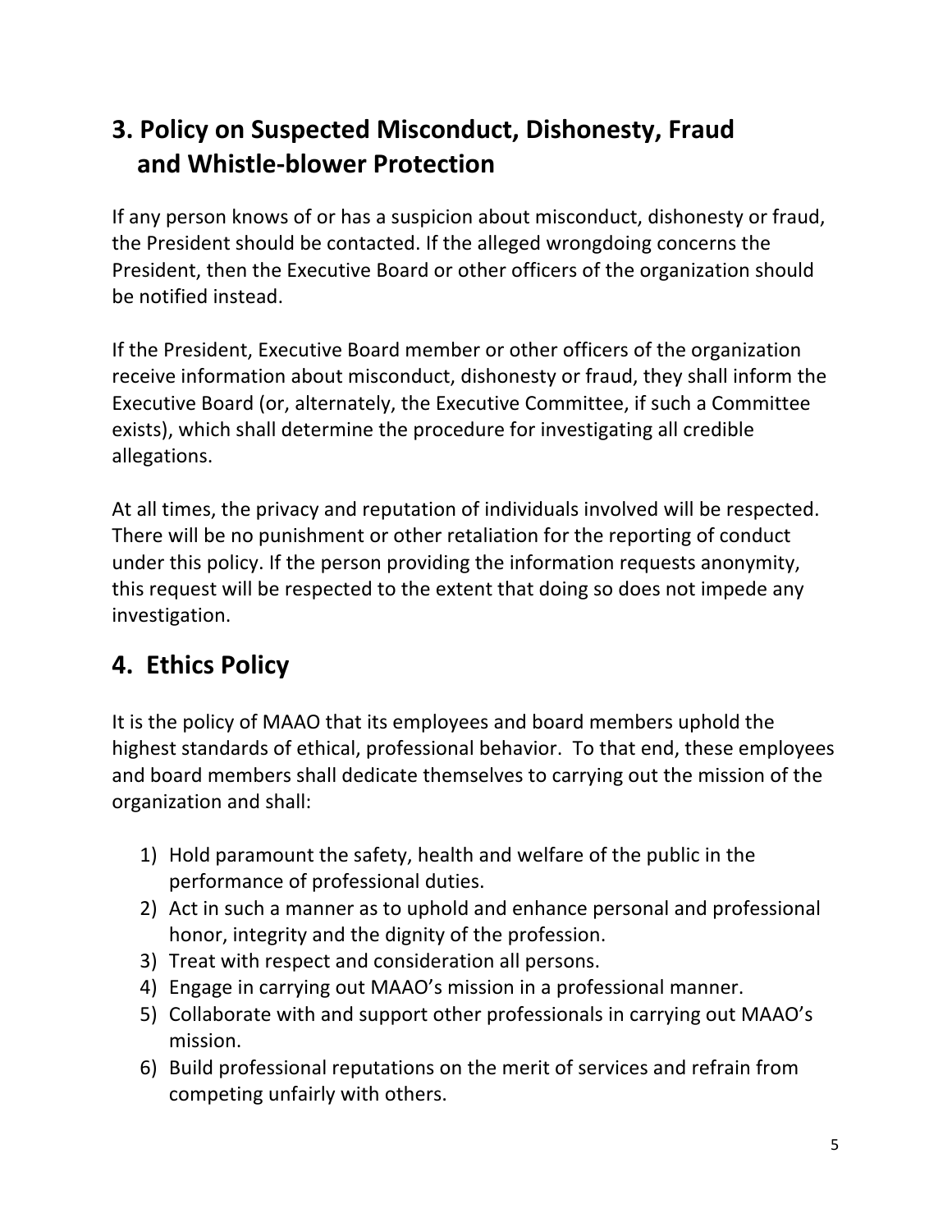## 3. Policy on Suspected Misconduct, Dishonesty, Fraud and Whistle-blower Protection

If any person knows of or has a suspicion about misconduct, dishonesty or fraud, the President should be contacted. If the alleged wrongdoing concerns the President, then the Executive Board or other officers of the organization should be notified instead.

If the President, Executive Board member or other officers of the organization receive information about misconduct, dishonesty or fraud, they shall inform the Executive Board (or, alternately, the Executive Committee, if such a Committee exists), which shall determine the procedure for investigating all credible allegations.

At all times, the privacy and reputation of individuals involved will be respected. There will be no punishment or other retaliation for the reporting of conduct under this policy. If the person providing the information requests anonymity, this request will be respected to the extent that doing so does not impede any investigation.

## 4. Ethics Policy

It is the policy of MAAO that its employees and board members uphold the highest standards of ethical, professional behavior. To that end, these employees and board members shall dedicate themselves to carrying out the mission of the organization and shall:

1) Hold paramount the safety, health and welfare of the public in the performance of professional duties.
2) Act in such a manner as to uphold and enhance personal and professional honor, integrity and the dignity of the profession.
3) Treat with respect and consideration all persons.
4) Engage in carrying out MAAO's mission in a professional manner.
5) Collaborate with and support other professionals in carrying out MAAO's mission.
6) Build professional reputations on the merit of services and refrain from competing unfairly with others.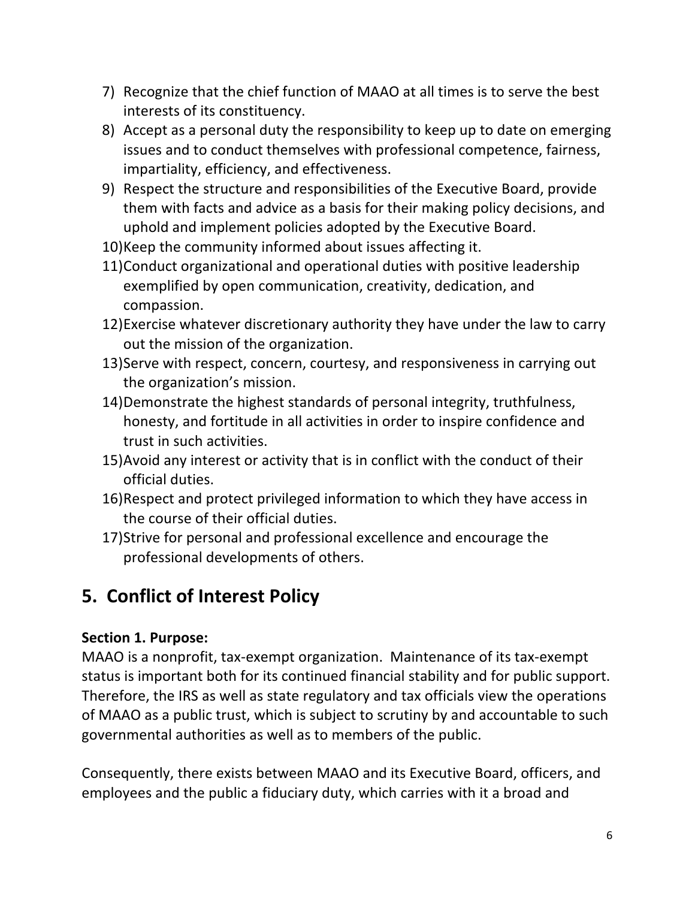7) Recognize that the chief function of MAAO at all times is to serve the best interests of its constituency.
8) Accept as a personal duty the responsibility to keep up to date on emerging issues and to conduct themselves with professional competence, fairness, impartiality, efficiency, and effectiveness.
9) Respect the structure and responsibilities of the Executive Board, provide them with facts and advice as a basis for their making policy decisions, and uphold and implement policies adopted by the Executive Board.
10) Keep the community informed about issues affecting it.
11) Conduct organizational and operational duties with positive leadership exemplified by open communication, creativity, dedication, and compassion.
12) Exercise whatever discretionary authority they have under the law to carry out the mission of the organization.
13) Serve with respect, concern, courtesy, and responsiveness in carrying out the organization's mission.
14) Demonstrate the highest standards of personal integrity, truthfulness, honesty, and fortitude in all activities in order to inspire confidence and trust in such activities.
15) Avoid any interest or activity that is in conflict with the conduct of their official duties.
16) Respect and protect privileged information to which they have access in the course of their official duties.
17) Strive for personal and professional excellence and encourage the professional developments of others.

## 5. Conflict of Interest Policy

**Section 1. Purpose:**
MAAO is a nonprofit, tax-exempt organization. Maintenance of its tax-exempt status is important both for its continued financial stability and for public support. Therefore, the IRS as well as state regulatory and tax officials view the operations of MAAO as a public trust, which is subject to scrutiny by and accountable to such governmental authorities as well as to members of the public.

Consequently, there exists between MAAO and its Executive Board, officers, and employees and the public a fiduciary duty, which carries with it a broad and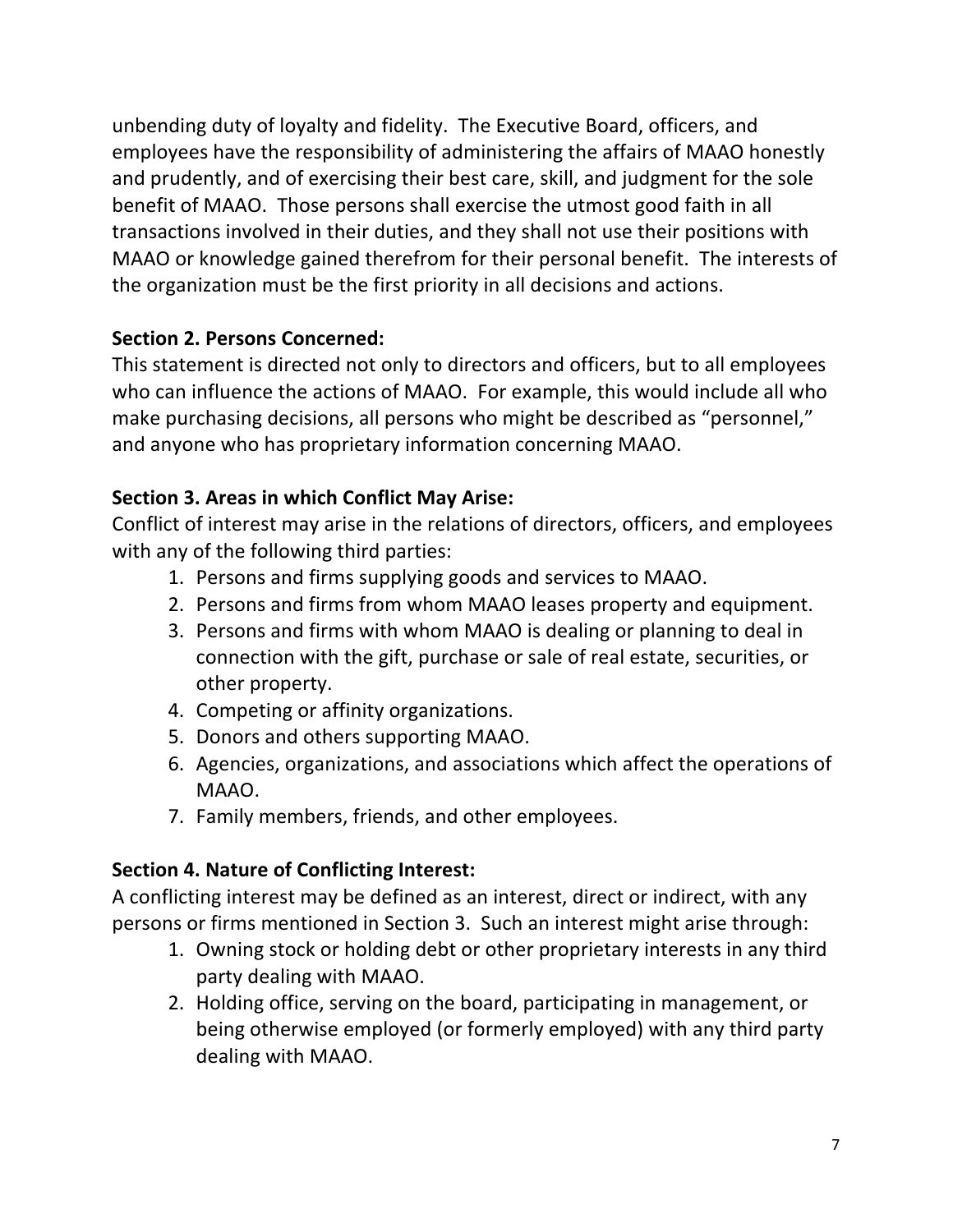unbending duty of loyalty and fidelity. The Executive Board, officers, and employees have the responsibility of administering the affairs of MAAO honestly and prudently, and of exercising their best care, skill, and judgment for the sole benefit of MAAO. Those persons shall exercise the utmost good faith in all transactions involved in their duties, and they shall not use their positions with MAAO or knowledge gained therefrom for their personal benefit. The interests of the organization must be the first priority in all decisions and actions.

**Section 2. Persons Concerned:**
This statement is directed not only to directors and officers, but to all employees who can influence the actions of MAAO. For example, this would include all who make purchasing decisions, all persons who might be described as "personnel," and anyone who has proprietary information concerning MAAO.

**Section 3. Areas in which Conflict May Arise:**
Conflict of interest may arise in the relations of directors, officers, and employees with any of the following third parties:

1. Persons and firms supplying goods and services to MAAO.
2. Persons and firms from whom MAAO leases property and equipment.
3. Persons and firms with whom MAAO is dealing or planning to deal in connection with the gift, purchase or sale of real estate, securities, or other property.
4. Competing or affinity organizations.
5. Donors and others supporting MAAO.
6. Agencies, organizations, and associations which affect the operations of MAAO.
7. Family members, friends, and other employees.

**Section 4. Nature of Conflicting Interest:**
A conflicting interest may be defined as an interest, direct or indirect, with any persons or firms mentioned in Section 3. Such an interest might arise through:

1. Owning stock or holding debt or other proprietary interests in any third party dealing with MAAO.
2. Holding office, serving on the board, participating in management, or being otherwise employed (or formerly employed) with any third party dealing with MAAO.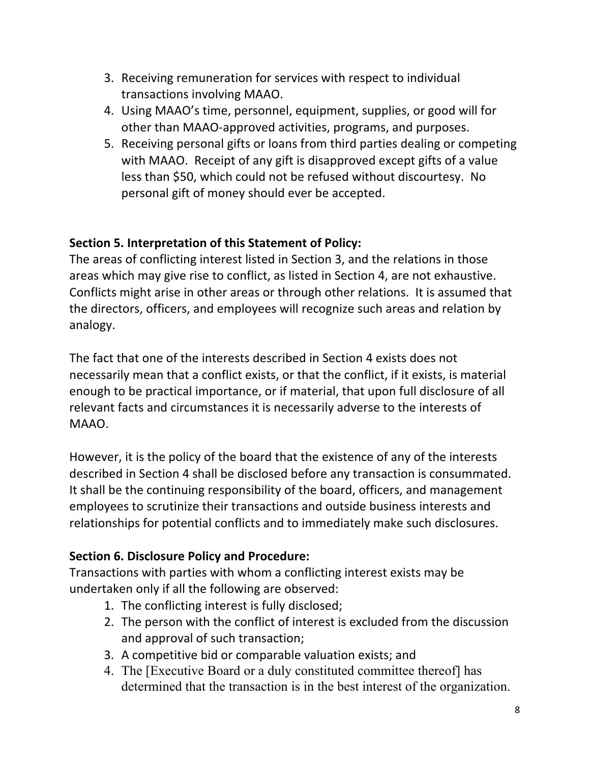3. Receiving remuneration for services with respect to individual transactions involving MAAO.
4. Using MAAO's time, personnel, equipment, supplies, or good will for other than MAAO-approved activities, programs, and purposes.
5. Receiving personal gifts or loans from third parties dealing or competing with MAAO. Receipt of any gift is disapproved except gifts of a value less than $50, which could not be refused without discourtesy. No personal gift of money should ever be accepted.

**Section 5. Interpretation of this Statement of Policy:**
The areas of conflicting interest listed in Section 3, and the relations in those areas which may give rise to conflict, as listed in Section 4, are not exhaustive. Conflicts might arise in other areas or through other relations. It is assumed that the directors, officers, and employees will recognize such areas and relation by analogy.

The fact that one of the interests described in Section 4 exists does not necessarily mean that a conflict exists, or that the conflict, if it exists, is material enough to be practical importance, or if material, that upon full disclosure of all relevant facts and circumstances it is necessarily adverse to the interests of MAAO.

However, it is the policy of the board that the existence of any of the interests described in Section 4 shall be disclosed before any transaction is consummated. It shall be the continuing responsibility of the board, officers, and management employees to scrutinize their transactions and outside business interests and relationships for potential conflicts and to immediately make such disclosures.

**Section 6. Disclosure Policy and Procedure:**
Transactions with parties with whom a conflicting interest exists may be undertaken only if all the following are observed:

1. The conflicting interest is fully disclosed;
2. The person with the conflict of interest is excluded from the discussion and approval of such transaction;
3. A competitive bid or comparable valuation exists; and
4. The [Executive Board or a duly constituted committee thereof] has determined that the transaction is in the best interest of the organization.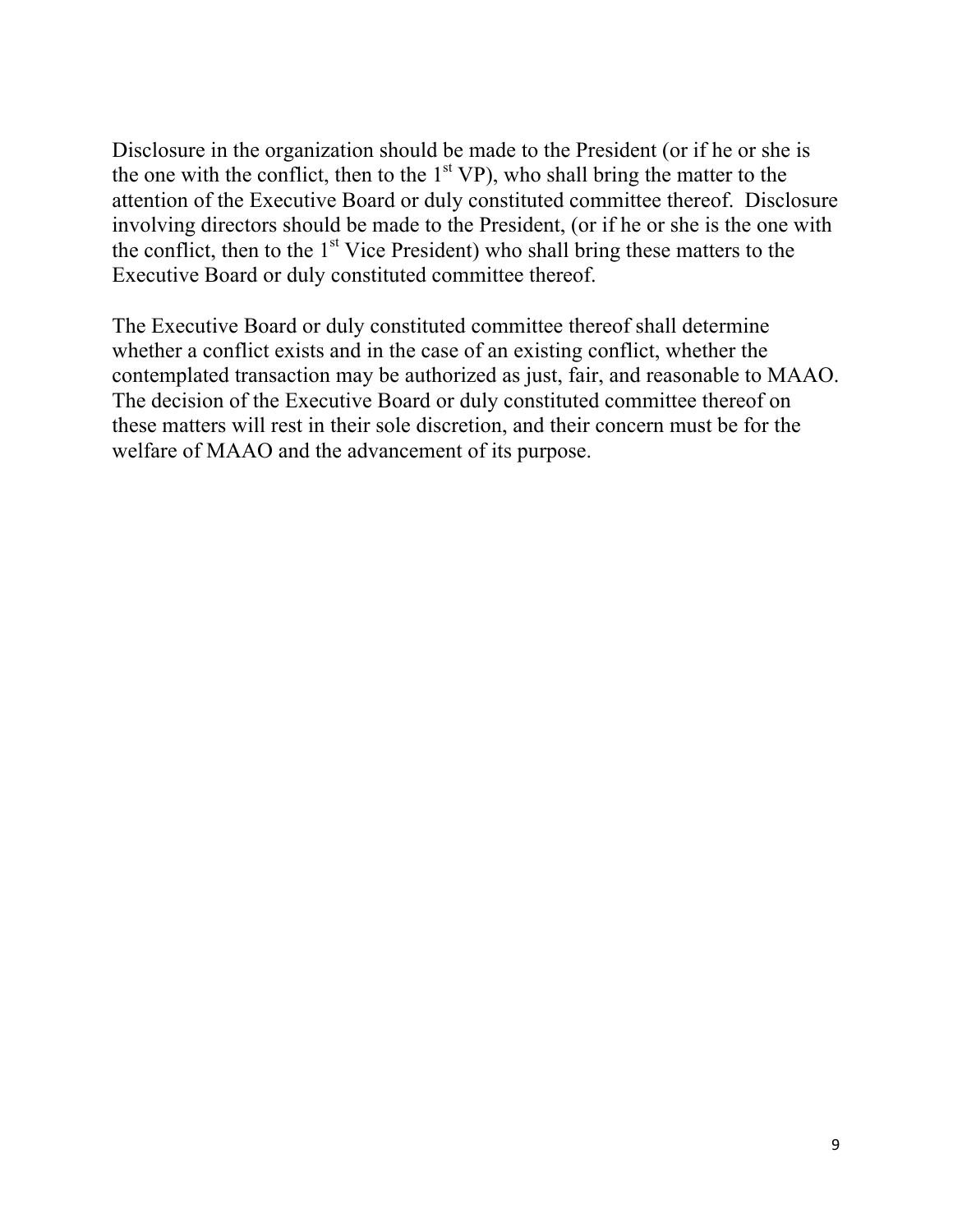Disclosure in the organization should be made to the President (or if he or she is the one with the conflict, then to the 1st VP), who shall bring the matter to the attention of the Executive Board or duly constituted committee thereof. Disclosure involving directors should be made to the President, (or if he or she is the one with the conflict, then to the 1st Vice President) who shall bring these matters to the Executive Board or duly constituted committee thereof.

The Executive Board or duly constituted committee thereof shall determine whether a conflict exists and in the case of an existing conflict, whether the contemplated transaction may be authorized as just, fair, and reasonable to MAAO. The decision of the Executive Board or duly constituted committee thereof on these matters will rest in their sole discretion, and their concern must be for the welfare of MAAO and the advancement of its purpose.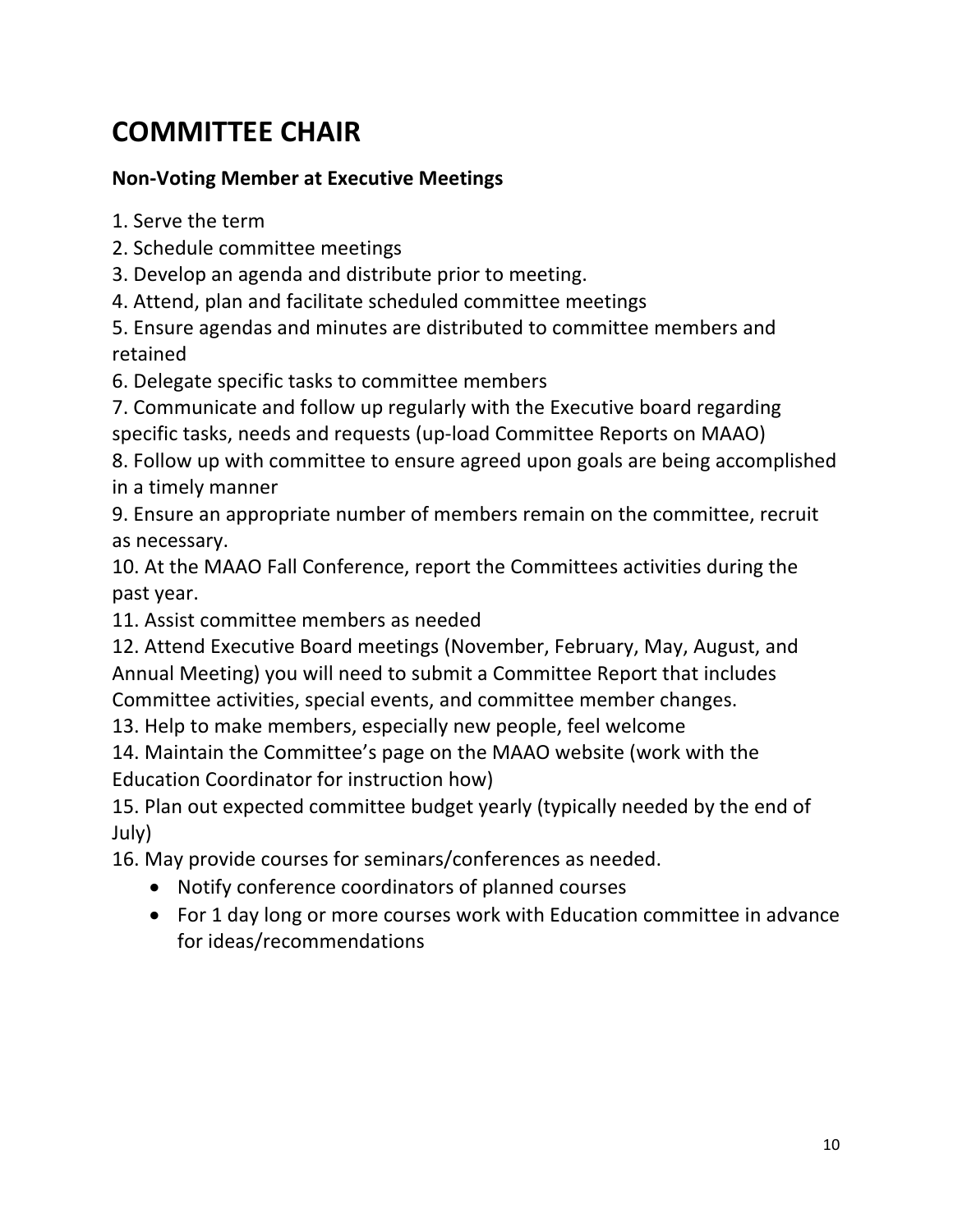# COMMITTEE CHAIR

**Non-Voting Member at Executive Meetings**

1. Serve the term
2. Schedule committee meetings
3. Develop an agenda and distribute prior to meeting.
4. Attend, plan and facilitate scheduled committee meetings
5. Ensure agendas and minutes are distributed to committee members and retained
6. Delegate specific tasks to committee members
7. Communicate and follow up regularly with the Executive board regarding specific tasks, needs and requests (up-load Committee Reports on MAAO)
8. Follow up with committee to ensure agreed upon goals are being accomplished in a timely manner
9. Ensure an appropriate number of members remain on the committee, recruit as necessary.
10. At the MAAO Fall Conference, report the Committees activities during the past year.
11. Assist committee members as needed
12. Attend Executive Board meetings (November, February, May, August, and Annual Meeting) you will need to submit a Committee Report that includes Committee activities, special events, and committee member changes.
13. Help to make members, especially new people, feel welcome
14. Maintain the Committee's page on the MAAO website (work with the Education Coordinator for instruction how)
15. Plan out expected committee budget yearly (typically needed by the end of July)
16. May provide courses for seminars/conferences as needed.
    - Notify conference coordinators of planned courses
    - For 1 day long or more courses work with Education committee in advance for ideas/recommendations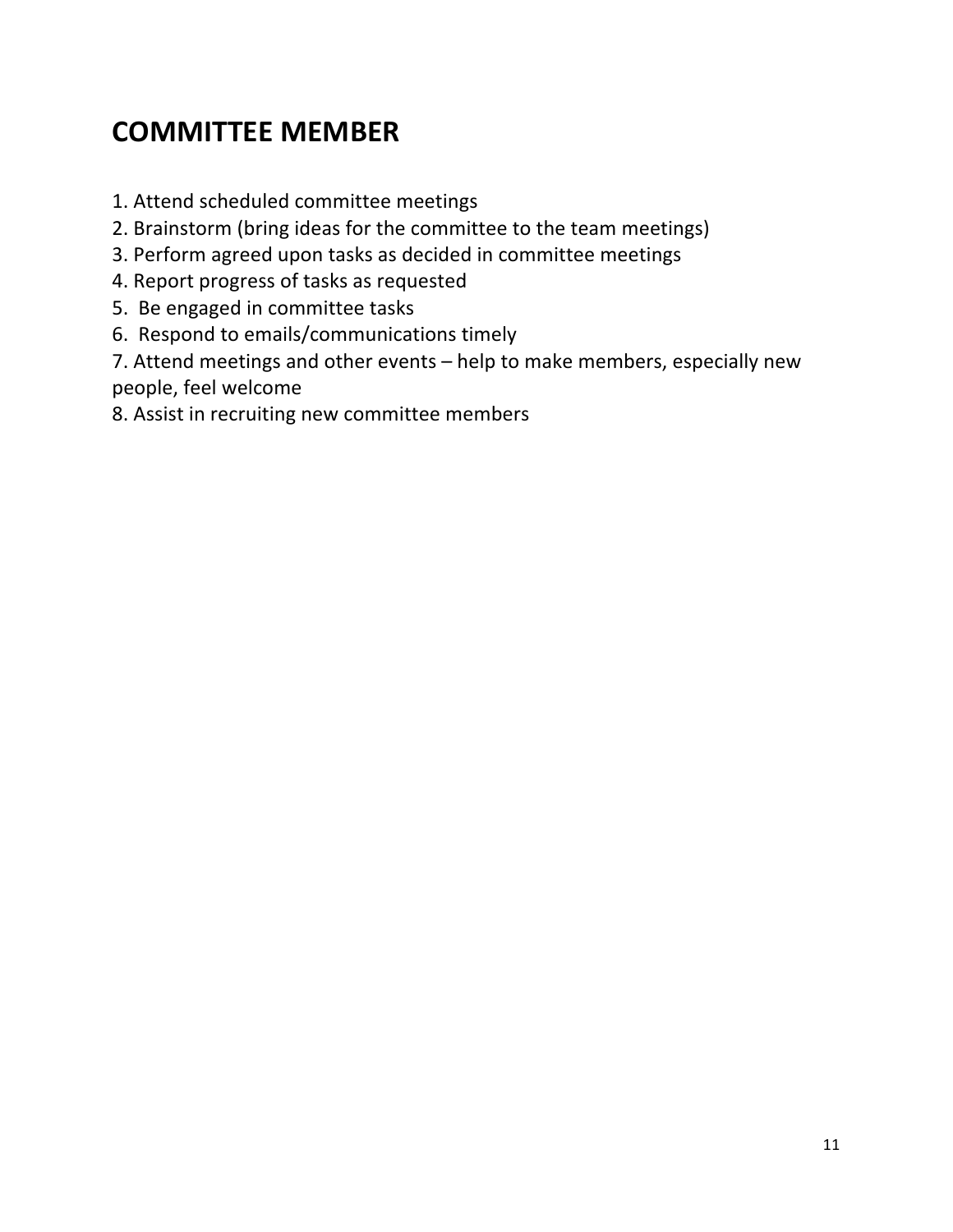# COMMITTEE MEMBER

1. Attend scheduled committee meetings
2. Brainstorm (bring ideas for the committee to the team meetings)
3. Perform agreed upon tasks as decided in committee meetings
4. Report progress of tasks as requested
5. Be engaged in committee tasks
6. Respond to emails/communications timely
7. Attend meetings and other events – help to make members, especially new people, feel welcome
8. Assist in recruiting new committee members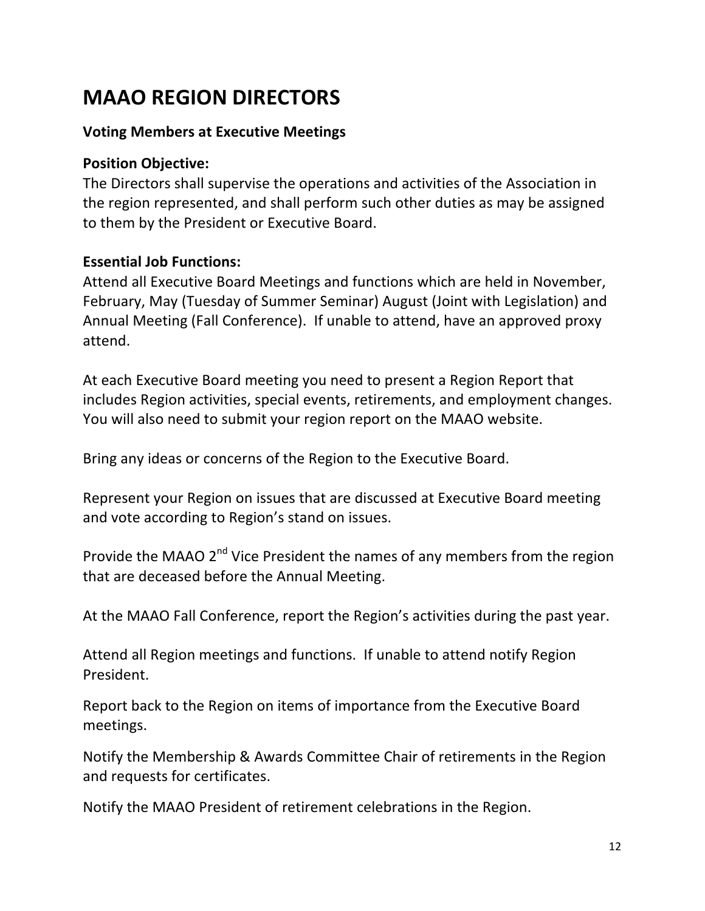# MAAO REGION DIRECTORS

**Voting Members at Executive Meetings**

**Position Objective:**
The Directors shall supervise the operations and activities of the Association in the region represented, and shall perform such other duties as may be assigned to them by the President or Executive Board.

**Essential Job Functions:**
Attend all Executive Board Meetings and functions which are held in November, February, May (Tuesday of Summer Seminar) August (Joint with Legislation) and Annual Meeting (Fall Conference). If unable to attend, have an approved proxy attend.

At each Executive Board meeting you need to present a Region Report that includes Region activities, special events, retirements, and employment changes. You will also need to submit your region report on the MAAO website.

Bring any ideas or concerns of the Region to the Executive Board.

Represent your Region on issues that are discussed at Executive Board meeting and vote according to Region's stand on issues.

Provide the MAAO 2nd Vice President the names of any members from the region that are deceased before the Annual Meeting.

At the MAAO Fall Conference, report the Region's activities during the past year.

Attend all Region meetings and functions. If unable to attend notify Region President.

Report back to the Region on items of importance from the Executive Board meetings.

Notify the Membership & Awards Committee Chair of retirements in the Region and requests for certificates.

Notify the MAAO President of retirement celebrations in the Region.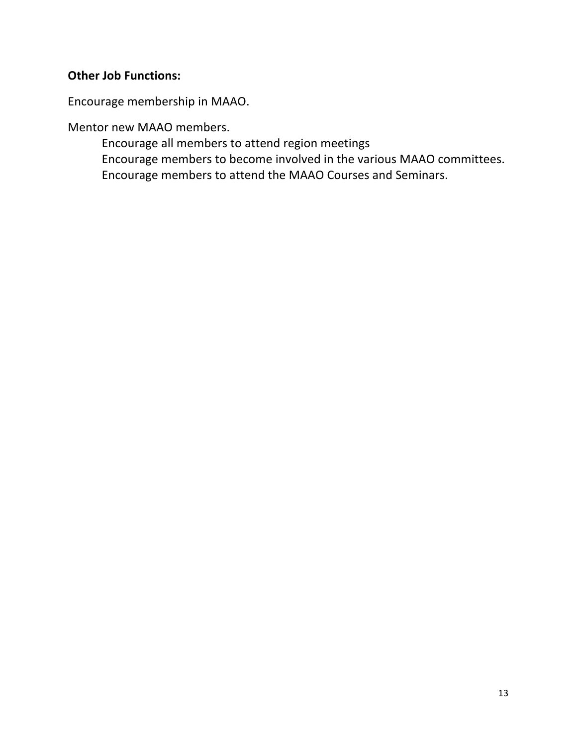**Other Job Functions:**

Encourage membership in MAAO.

Mentor new MAAO members.

- Encourage all members to attend region meetings
- Encourage members to become involved in the various MAAO committees.
- Encourage members to attend the MAAO Courses and Seminars.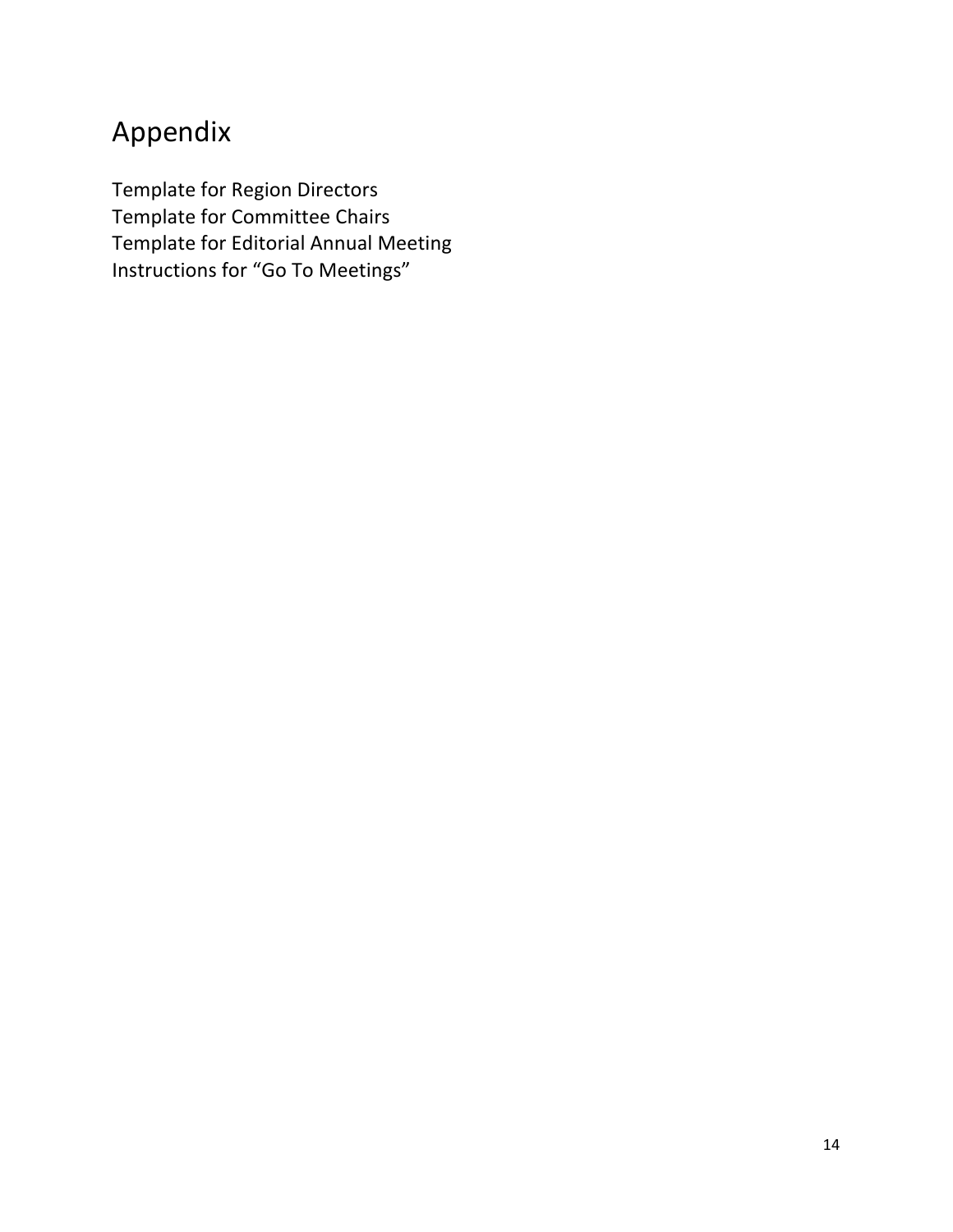# Appendix

Template for Region Directors
Template for Committee Chairs
Template for Editorial Annual Meeting
Instructions for "Go To Meetings"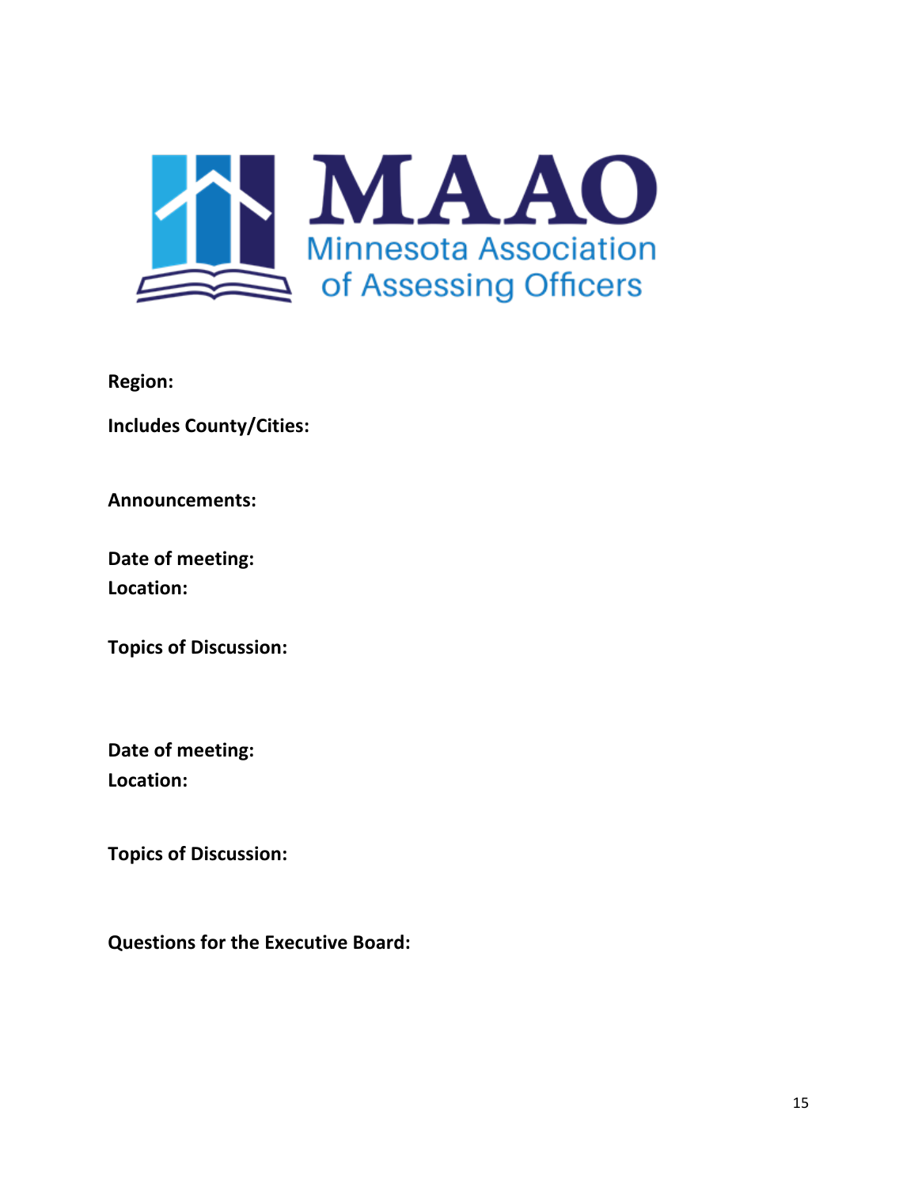MAAO
Minnesota Association of Assessing Officers

**Region:**

**Includes County/Cities:**

**Announcements:**

**Date of meeting:**
**Location:**

**Topics of Discussion:**

**Date of meeting:**
**Location:**

**Topics of Discussion:**

**Questions for the Executive Board:**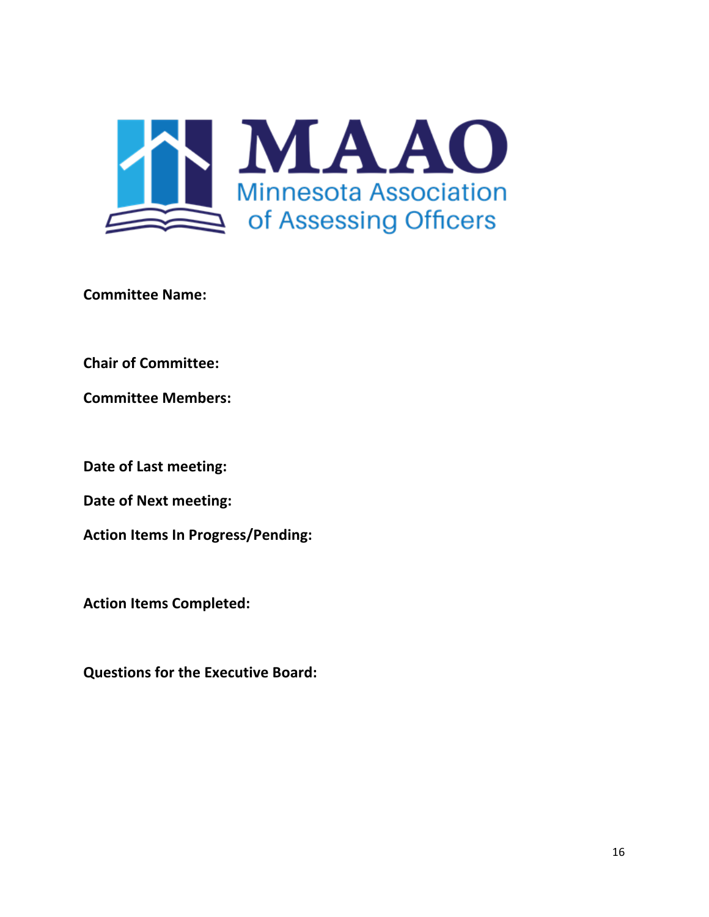**MAAO**

Minnesota Association of Assessing Officers

**Committee Name:**

**Chair of Committee:**

**Committee Members:**

**Date of Last meeting:**

**Date of Next meeting:**

**Action Items In Progress/Pending:**

**Action Items Completed:**

**Questions for the Executive Board:**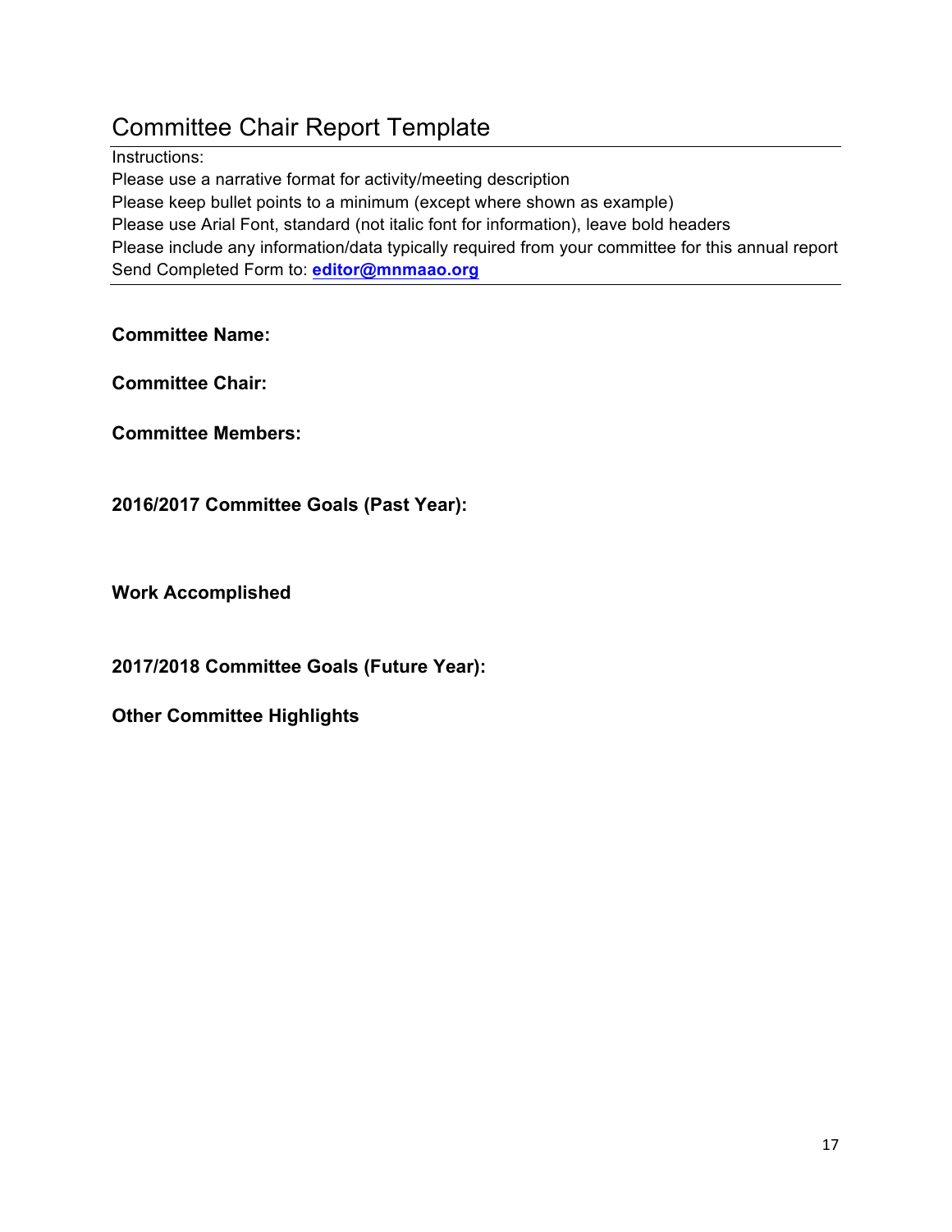# Committee Chair Report Template

Instructions:
Please use a narrative format for activity/meeting description
Please keep bullet points to a minimum (except where shown as example)
Please use Arial Font, standard (not italic font for information), leave bold headers
Please include any information/data typically required from your committee for this annual report
Send Completed Form to: **editor@mnmaao.org**

---

**Committee Name:**

**Committee Chair:**

**Committee Members:**

**2016/2017 Committee Goals (Past Year):**

**Work Accomplished**

**2017/2018 Committee Goals (Future Year):**

**Other Committee Highlights**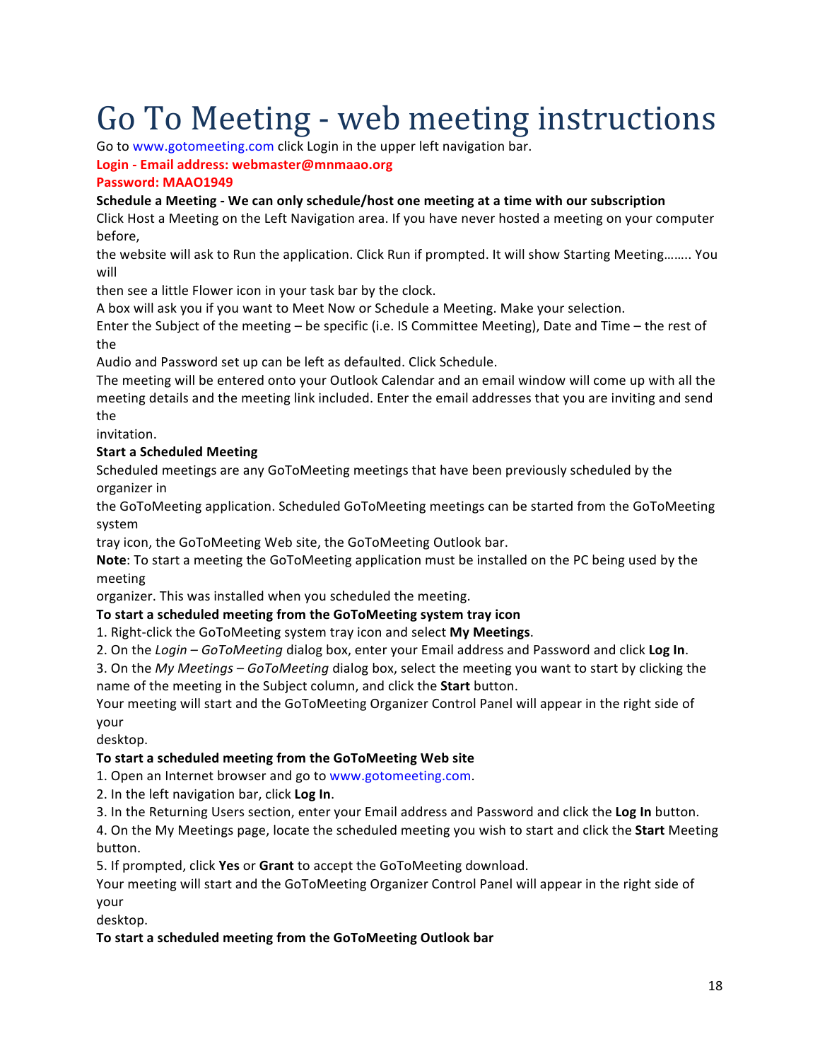# Go To Meeting - web meeting instructions

Go to www.gotomeeting.com click Login in the upper left navigation bar.

**Login - Email address: webmaster@mnmaao.org**

**Password: MAAO1949**

**Schedule a Meeting - We can only schedule/host one meeting at a time with our subscription**

Click Host a Meeting on the Left Navigation area. If you have never hosted a meeting on your computer before,
the website will ask to Run the application. Click Run if prompted. It will show Starting Meeting…….. You will
then see a little Flower icon in your task bar by the clock.

A box will ask you if you want to Meet Now or Schedule a Meeting. Make your selection.

Enter the Subject of the meeting – be specific (i.e. IS Committee Meeting), Date and Time – the rest of the
Audio and Password set up can be left as defaulted. Click Schedule.

The meeting will be entered onto your Outlook Calendar and an email window will come up with all the meeting details and the meeting link included. Enter the email addresses that you are inviting and send the
invitation.

**Start a Scheduled Meeting**

Scheduled meetings are any GoToMeeting meetings that have been previously scheduled by the organizer in
the GoToMeeting application. Scheduled GoToMeeting meetings can be started from the GoToMeeting system
tray icon, the GoToMeeting Web site, the GoToMeeting Outlook bar.

**Note**: To start a meeting the GoToMeeting application must be installed on the PC being used by the meeting
organizer. This was installed when you scheduled the meeting.

**To start a scheduled meeting from the GoToMeeting system tray icon**

1. Right-click the GoToMeeting system tray icon and select **My Meetings**.
2. On the *Login – GoToMeeting* dialog box, enter your Email address and Password and click **Log In**.
3. On the *My Meetings – GoToMeeting* dialog box, select the meeting you want to start by clicking the name of the meeting in the Subject column, and click the **Start** button.

Your meeting will start and the GoToMeeting Organizer Control Panel will appear in the right side of your
desktop.

**To start a scheduled meeting from the GoToMeeting Web site**

1. Open an Internet browser and go to www.gotomeeting.com.
2. In the left navigation bar, click **Log In**.
3. In the Returning Users section, enter your Email address and Password and click the **Log In** button.
4. On the My Meetings page, locate the scheduled meeting you wish to start and click the **Start** Meeting button.
5. If prompted, click **Yes** or **Grant** to accept the GoToMeeting download.

Your meeting will start and the GoToMeeting Organizer Control Panel will appear in the right side of your
desktop.

**To start a scheduled meeting from the GoToMeeting Outlook bar**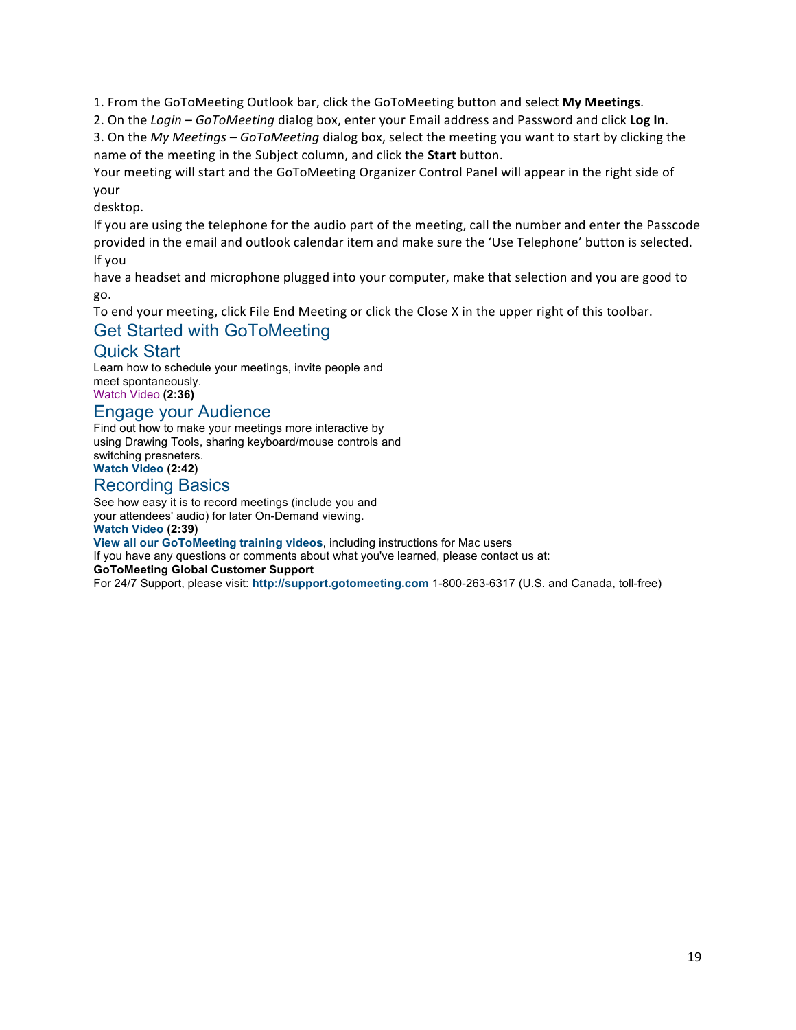1. From the GoToMeeting Outlook bar, click the GoToMeeting button and select **My Meetings**.
2. On the *Login – GoToMeeting* dialog box, enter your Email address and Password and click **Log In**.
3. On the *My Meetings – GoToMeeting* dialog box, select the meeting you want to start by clicking the name of the meeting in the Subject column, and click the **Start** button.

Your meeting will start and the GoToMeeting Organizer Control Panel will appear in the right side of your desktop.

If you are using the telephone for the audio part of the meeting, call the number and enter the Passcode provided in the email and outlook calendar item and make sure the 'Use Telephone' button is selected. If you have a headset and microphone plugged into your computer, make that selection and you are good to go.

To end your meeting, click File End Meeting or click the Close X in the upper right of this toolbar.

## Get Started with GoToMeeting

## Quick Start

Learn how to schedule your meetings, invite people and meet spontaneously.

Watch Video **(2:36)**

## Engage your Audience

Find out how to make your meetings more interactive by using Drawing Tools, sharing keyboard/mouse controls and switching presneters.

**Watch Video (2:42)**

## Recording Basics

See how easy it is to record meetings (include you and your attendees' audio) for later On-Demand viewing.

**Watch Video (2:39)**

**View all our GoToMeeting training videos**, including instructions for Mac users

If you have any questions or comments about what you've learned, please contact us at:

**GoToMeeting Global Customer Support**

For 24/7 Support, please visit: **http://support.gotomeeting.com** 1-800-263-6317 (U.S. and Canada, toll-free)